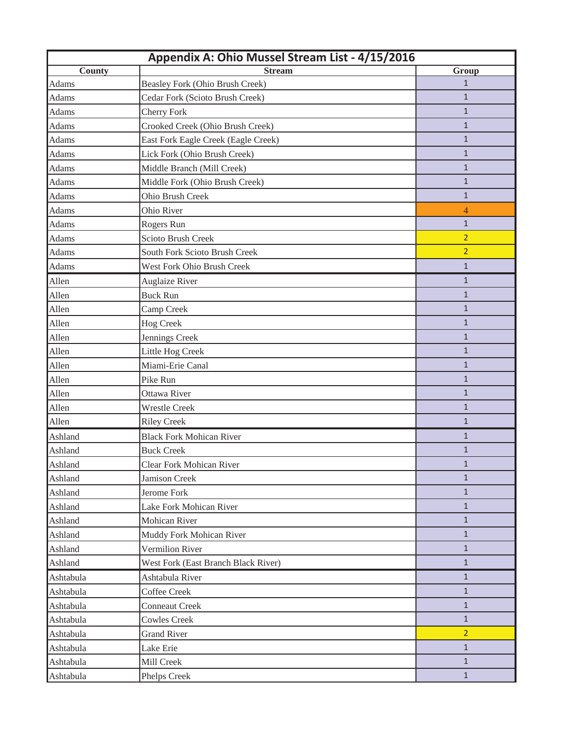# Appendix A: Ohio Mussel Stream List - 4/15/2016

| County | Stream | Group |
|---|---|---|
| Adams | Beasley Fork (Ohio Brush Creek) | 1 |
| Adams | Cedar Fork (Scioto Brush Creek) | 1 |
| Adams | Cherry Fork | 1 |
| Adams | Crooked Creek (Ohio Brush Creek) | 1 |
| Adams | East Fork Eagle Creek (Eagle Creek) | 1 |
| Adams | Lick Fork (Ohio Brush Creek) | 1 |
| Adams | Middle Branch (Mill Creek) | 1 |
| Adams | Middle Fork (Ohio Brush Creek) | 1 |
| Adams | Ohio Brush Creek | 1 |
| Adams | Ohio River | 4 |
| Adams | Rogers Run | 1 |
| Adams | Scioto Brush Creek | 2 |
| Adams | South Fork Scioto Brush Creek | 2 |
| Adams | West Fork Ohio Brush Creek | 1 |
| Allen | Auglaize River | 1 |
| Allen | Buck Run | 1 |
| Allen | Camp Creek | 1 |
| Allen | Hog Creek | 1 |
| Allen | Jennings Creek | 1 |
| Allen | Little Hog Creek | 1 |
| Allen | Miami-Erie Canal | 1 |
| Allen | Pike Run | 1 |
| Allen | Ottawa River | 1 |
| Allen | Wrestle Creek | 1 |
| Allen | Riley Creek | 1 |
| Ashland | Black Fork Mohican River | 1 |
| Ashland | Buck Creek | 1 |
| Ashland | Clear Fork Mohican River | 1 |
| Ashland | Jamison Creek | 1 |
| Ashland | Jerome Fork | 1 |
| Ashland | Lake Fork Mohican River | 1 |
| Ashland | Mohican River | 1 |
| Ashland | Muddy Fork Mohican River | 1 |
| Ashland | Vermilion River | 1 |
| Ashland | West Fork (East Branch Black River) | 1 |
| Ashtabula | Ashtabula River | 1 |
| Ashtabula | Coffee Creek | 1 |
| Ashtabula | Conneaut Creek | 1 |
| Ashtabula | Cowles Creek | 1 |
| Ashtabula | Grand River | 2 |
| Ashtabula | Lake Erie | 1 |
| Ashtabula | Mill Creek | 1 |
| Ashtabula | Phelps Creek | 1 |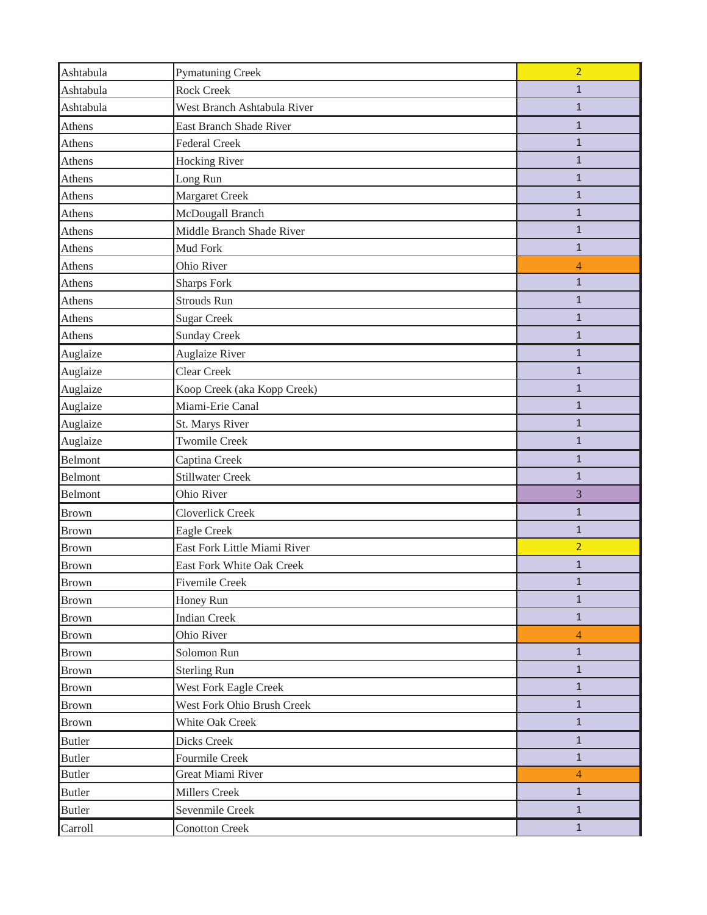| | | |
|---|---|---|
| Ashtabula | Pymatuning Creek | 2 |
| Ashtabula | Rock Creek | 1 |
| Ashtabula | West Branch Ashtabula River | 1 |
| Athens | East Branch Shade River | 1 |
| Athens | Federal Creek | 1 |
| Athens | Hocking River | 1 |
| Athens | Long Run | 1 |
| Athens | Margaret Creek | 1 |
| Athens | McDougall Branch | 1 |
| Athens | Middle Branch Shade River | 1 |
| Athens | Mud Fork | 1 |
| Athens | Ohio River | 4 |
| Athens | Sharps Fork | 1 |
| Athens | Strouds Run | 1 |
| Athens | Sugar Creek | 1 |
| Athens | Sunday Creek | 1 |
| Auglaize | Auglaize River | 1 |
| Auglaize | Clear Creek | 1 |
| Auglaize | Koop Creek (aka Kopp Creek) | 1 |
| Auglaize | Miami-Erie Canal | 1 |
| Auglaize | St. Marys River | 1 |
| Auglaize | Twomile Creek | 1 |
| Belmont | Captina Creek | 1 |
| Belmont | Stillwater Creek | 1 |
| Belmont | Ohio River | 3 |
| Brown | Cloverlick Creek | 1 |
| Brown | Eagle Creek | 1 |
| Brown | East Fork Little Miami River | 2 |
| Brown | East Fork White Oak Creek | 1 |
| Brown | Fivemile Creek | 1 |
| Brown | Honey Run | 1 |
| Brown | Indian Creek | 1 |
| Brown | Ohio River | 4 |
| Brown | Solomon Run | 1 |
| Brown | Sterling Run | 1 |
| Brown | West Fork Eagle Creek | 1 |
| Brown | West Fork Ohio Brush Creek | 1 |
| Brown | White Oak Creek | 1 |
| Butler | Dicks Creek | 1 |
| Butler | Fourmile Creek | 1 |
| Butler | Great Miami River | 4 |
| Butler | Millers Creek | 1 |
| Butler | Sevenmile Creek | 1 |
| Carroll | Conotton Creek | 1 |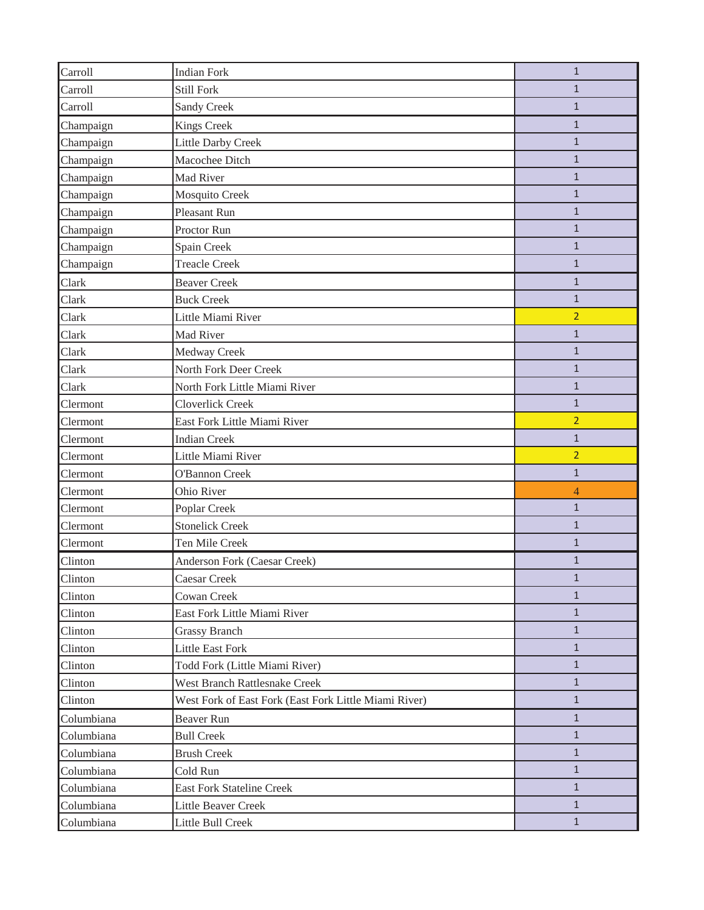| | | |
|---|---|---|
| Carroll | Indian Fork | 1 |
| Carroll | Still Fork | 1 |
| Carroll | Sandy Creek | 1 |
| Champaign | Kings Creek | 1 |
| Champaign | Little Darby Creek | 1 |
| Champaign | Macochee Ditch | 1 |
| Champaign | Mad River | 1 |
| Champaign | Mosquito Creek | 1 |
| Champaign | Pleasant Run | 1 |
| Champaign | Proctor Run | 1 |
| Champaign | Spain Creek | 1 |
| Champaign | Treacle Creek | 1 |
| Clark | Beaver Creek | 1 |
| Clark | Buck Creek | 1 |
| Clark | Little Miami River | 2 |
| Clark | Mad River | 1 |
| Clark | Medway Creek | 1 |
| Clark | North Fork Deer Creek | 1 |
| Clark | North Fork Little Miami River | 1 |
| Clermont | Cloverlick Creek | 1 |
| Clermont | East Fork Little Miami River | 2 |
| Clermont | Indian Creek | 1 |
| Clermont | Little Miami River | 2 |
| Clermont | O'Bannon Creek | 1 |
| Clermont | Ohio River | 4 |
| Clermont | Poplar Creek | 1 |
| Clermont | Stonelick Creek | 1 |
| Clermont | Ten Mile Creek | 1 |
| Clinton | Anderson Fork (Caesar Creek) | 1 |
| Clinton | Caesar Creek | 1 |
| Clinton | Cowan Creek | 1 |
| Clinton | East Fork Little Miami River | 1 |
| Clinton | Grassy Branch | 1 |
| Clinton | Little East Fork | 1 |
| Clinton | Todd Fork (Little Miami River) | 1 |
| Clinton | West Branch Rattlesnake Creek | 1 |
| Clinton | West Fork of East Fork (East Fork Little Miami River) | 1 |
| Columbiana | Beaver Run | 1 |
| Columbiana | Bull Creek | 1 |
| Columbiana | Brush Creek | 1 |
| Columbiana | Cold Run | 1 |
| Columbiana | East Fork Stateline Creek | 1 |
| Columbiana | Little Beaver Creek | 1 |
| Columbiana | Little Bull Creek | 1 |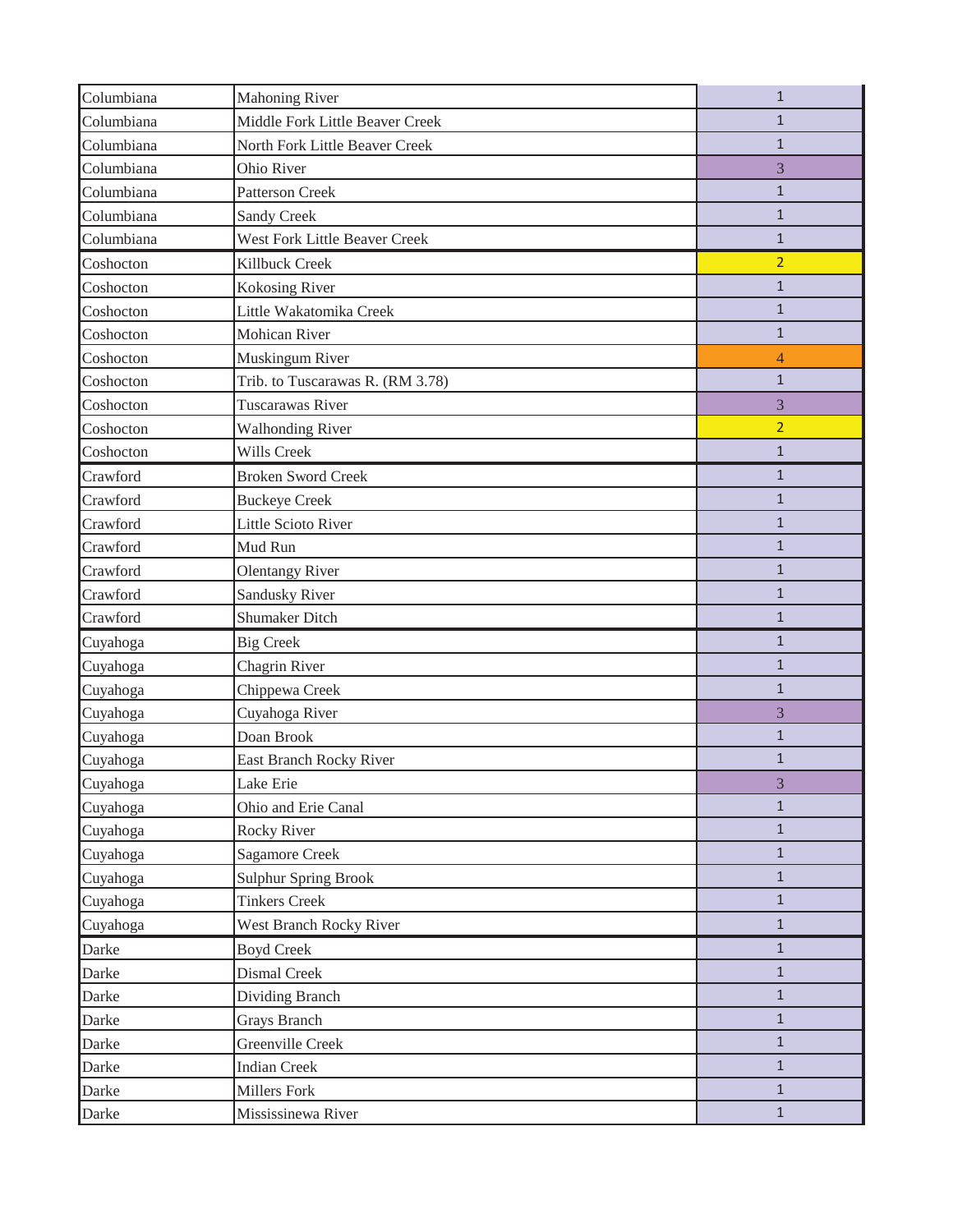| | | |
|---|---|---|
| Columbiana | Mahoning River | 1 |
| Columbiana | Middle Fork Little Beaver Creek | 1 |
| Columbiana | North Fork Little Beaver Creek | 1 |
| Columbiana | Ohio River | 3 |
| Columbiana | Patterson Creek | 1 |
| Columbiana | Sandy Creek | 1 |
| Columbiana | West Fork Little Beaver Creek | 1 |
| Coshocton | Killbuck Creek | 2 |
| Coshocton | Kokosing River | 1 |
| Coshocton | Little Wakatomika Creek | 1 |
| Coshocton | Mohican River | 1 |
| Coshocton | Muskingum River | 4 |
| Coshocton | Trib. to Tuscarawas R. (RM 3.78) | 1 |
| Coshocton | Tuscarawas River | 3 |
| Coshocton | Walhonding River | 2 |
| Coshocton | Wills Creek | 1 |
| Crawford | Broken Sword Creek | 1 |
| Crawford | Buckeye Creek | 1 |
| Crawford | Little Scioto River | 1 |
| Crawford | Mud Run | 1 |
| Crawford | Olentangy River | 1 |
| Crawford | Sandusky River | 1 |
| Crawford | Shumaker Ditch | 1 |
| Cuyahoga | Big Creek | 1 |
| Cuyahoga | Chagrin River | 1 |
| Cuyahoga | Chippewa Creek | 1 |
| Cuyahoga | Cuyahoga River | 3 |
| Cuyahoga | Doan Brook | 1 |
| Cuyahoga | East Branch Rocky River | 1 |
| Cuyahoga | Lake Erie | 3 |
| Cuyahoga | Ohio and Erie Canal | 1 |
| Cuyahoga | Rocky River | 1 |
| Cuyahoga | Sagamore Creek | 1 |
| Cuyahoga | Sulphur Spring Brook | 1 |
| Cuyahoga | Tinkers Creek | 1 |
| Cuyahoga | West Branch Rocky River | 1 |
| Darke | Boyd Creek | 1 |
| Darke | Dismal Creek | 1 |
| Darke | Dividing Branch | 1 |
| Darke | Grays Branch | 1 |
| Darke | Greenville Creek | 1 |
| Darke | Indian Creek | 1 |
| Darke | Millers Fork | 1 |
| Darke | Mississinewa River | 1 |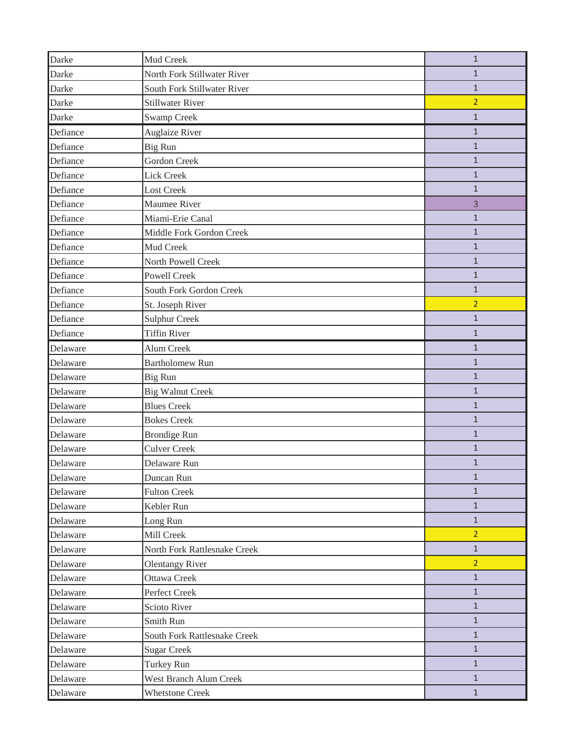| Darke | Mud Creek | 1 |
|---|---|---|
| Darke | North Fork Stillwater River | 1 |
| Darke | South Fork Stillwater River | 1 |
| Darke | Stillwater River | 2 |
| Darke | Swamp Creek | 1 |
| Defiance | Auglaize River | 1 |
| Defiance | Big Run | 1 |
| Defiance | Gordon Creek | 1 |
| Defiance | Lick Creek | 1 |
| Defiance | Lost Creek | 1 |
| Defiance | Maumee River | 3 |
| Defiance | Miami-Erie Canal | 1 |
| Defiance | Middle Fork Gordon Creek | 1 |
| Defiance | Mud Creek | 1 |
| Defiance | North Powell Creek | 1 |
| Defiance | Powell Creek | 1 |
| Defiance | South Fork Gordon Creek | 1 |
| Defiance | St. Joseph River | 2 |
| Defiance | Sulphur Creek | 1 |
| Defiance | Tiffin River | 1 |
| Delaware | Alum Creek | 1 |
| Delaware | Bartholomew Run | 1 |
| Delaware | Big Run | 1 |
| Delaware | Big Walnut Creek | 1 |
| Delaware | Blues Creek | 1 |
| Delaware | Bokes Creek | 1 |
| Delaware | Brondige Run | 1 |
| Delaware | Culver Creek | 1 |
| Delaware | Delaware Run | 1 |
| Delaware | Duncan Run | 1 |
| Delaware | Fulton Creek | 1 |
| Delaware | Kebler Run | 1 |
| Delaware | Long Run | 1 |
| Delaware | Mill Creek | 2 |
| Delaware | North Fork Rattlesnake Creek | 1 |
| Delaware | Olentangy River | 2 |
| Delaware | Ottawa Creek | 1 |
| Delaware | Perfect Creek | 1 |
| Delaware | Scioto River | 1 |
| Delaware | Smith Run | 1 |
| Delaware | South Fork Rattlesnake Creek | 1 |
| Delaware | Sugar Creek | 1 |
| Delaware | Turkey Run | 1 |
| Delaware | West Branch Alum Creek | 1 |
| Delaware | Whetstone Creek | 1 |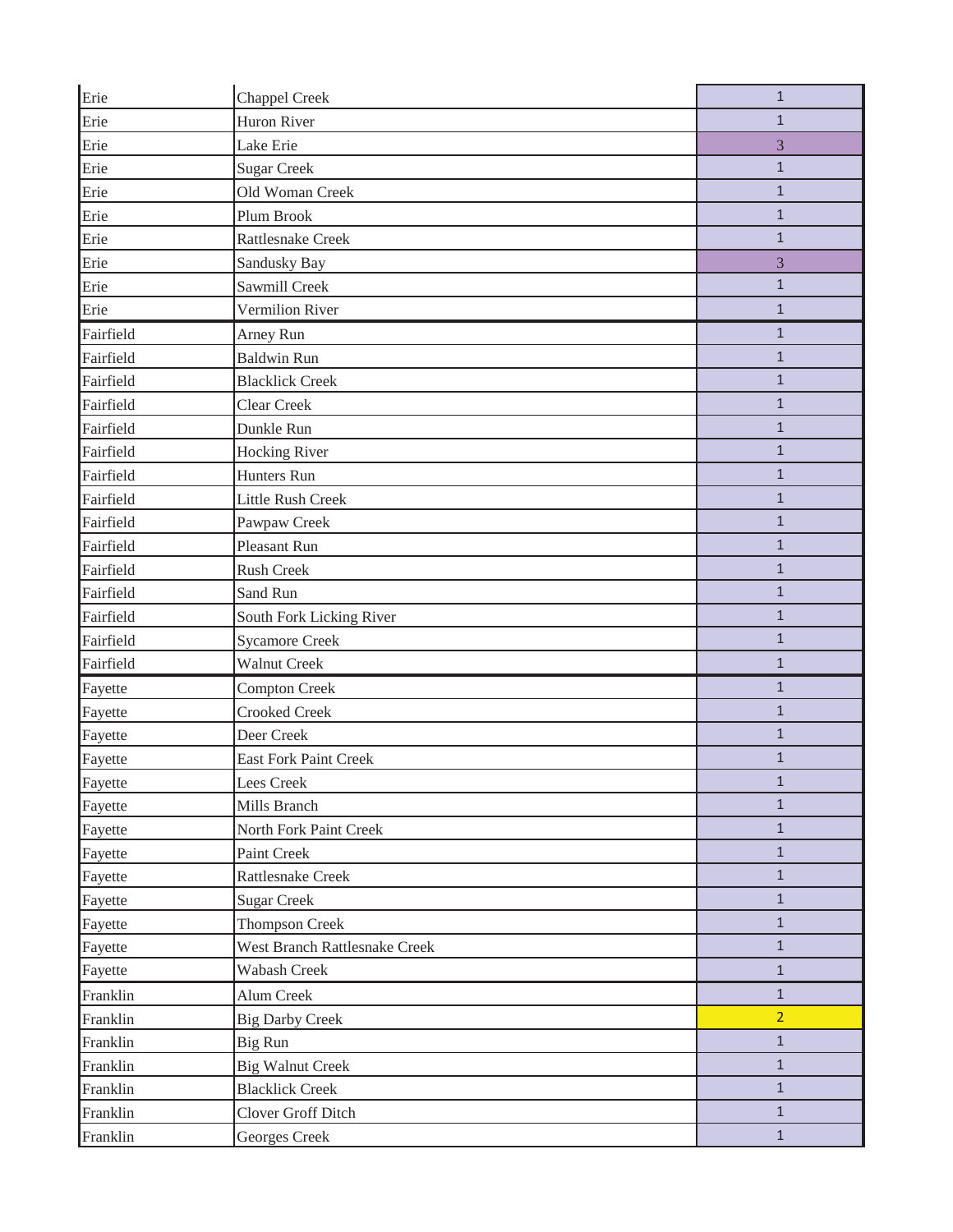| | | |
|---|---|---|
| Erie | Chappel Creek | 1 |
| Erie | Huron River | 1 |
| Erie | Lake Erie | 3 |
| Erie | Sugar Creek | 1 |
| Erie | Old Woman Creek | 1 |
| Erie | Plum Brook | 1 |
| Erie | Rattlesnake Creek | 1 |
| Erie | Sandusky Bay | 3 |
| Erie | Sawmill Creek | 1 |
| Erie | Vermilion River | 1 |
| Fairfield | Arney Run | 1 |
| Fairfield | Baldwin Run | 1 |
| Fairfield | Blacklick Creek | 1 |
| Fairfield | Clear Creek | 1 |
| Fairfield | Dunkle Run | 1 |
| Fairfield | Hocking River | 1 |
| Fairfield | Hunters Run | 1 |
| Fairfield | Little Rush Creek | 1 |
| Fairfield | Pawpaw Creek | 1 |
| Fairfield | Pleasant Run | 1 |
| Fairfield | Rush Creek | 1 |
| Fairfield | Sand Run | 1 |
| Fairfield | South Fork Licking River | 1 |
| Fairfield | Sycamore Creek | 1 |
| Fairfield | Walnut Creek | 1 |
| Fayette | Compton Creek | 1 |
| Fayette | Crooked Creek | 1 |
| Fayette | Deer Creek | 1 |
| Fayette | East Fork Paint Creek | 1 |
| Fayette | Lees Creek | 1 |
| Fayette | Mills Branch | 1 |
| Fayette | North Fork Paint Creek | 1 |
| Fayette | Paint Creek | 1 |
| Fayette | Rattlesnake Creek | 1 |
| Fayette | Sugar Creek | 1 |
| Fayette | Thompson Creek | 1 |
| Fayette | West Branch Rattlesnake Creek | 1 |
| Fayette | Wabash Creek | 1 |
| Franklin | Alum Creek | 1 |
| Franklin | Big Darby Creek | 2 |
| Franklin | Big Run | 1 |
| Franklin | Big Walnut Creek | 1 |
| Franklin | Blacklick Creek | 1 |
| Franklin | Clover Groff Ditch | 1 |
| Franklin | Georges Creek | 1 |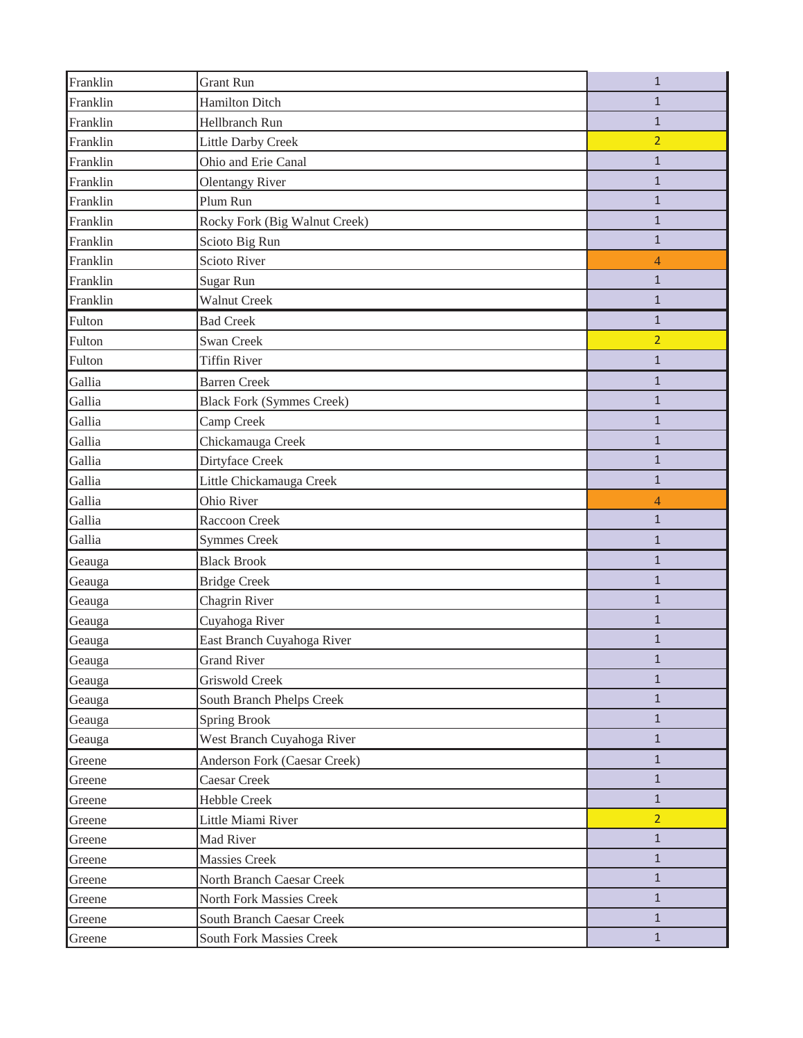| | | |
|---|---|---|
| Franklin | Grant Run | 1 |
| Franklin | Hamilton Ditch | 1 |
| Franklin | Hellbranch Run | 1 |
| Franklin | Little Darby Creek | 2 |
| Franklin | Ohio and Erie Canal | 1 |
| Franklin | Olentangy River | 1 |
| Franklin | Plum Run | 1 |
| Franklin | Rocky Fork (Big Walnut Creek) | 1 |
| Franklin | Scioto Big Run | 1 |
| Franklin | Scioto River | 4 |
| Franklin | Sugar Run | 1 |
| Franklin | Walnut Creek | 1 |
| Fulton | Bad Creek | 1 |
| Fulton | Swan Creek | 2 |
| Fulton | Tiffin River | 1 |
| Gallia | Barren Creek | 1 |
| Gallia | Black Fork (Symmes Creek) | 1 |
| Gallia | Camp Creek | 1 |
| Gallia | Chickamauga Creek | 1 |
| Gallia | Dirtyface Creek | 1 |
| Gallia | Little Chickamauga Creek | 1 |
| Gallia | Ohio River | 4 |
| Gallia | Raccoon Creek | 1 |
| Gallia | Symmes Creek | 1 |
| Geauga | Black Brook | 1 |
| Geauga | Bridge Creek | 1 |
| Geauga | Chagrin River | 1 |
| Geauga | Cuyahoga River | 1 |
| Geauga | East Branch Cuyahoga River | 1 |
| Geauga | Grand River | 1 |
| Geauga | Griswold Creek | 1 |
| Geauga | South Branch Phelps Creek | 1 |
| Geauga | Spring Brook | 1 |
| Geauga | West Branch Cuyahoga River | 1 |
| Greene | Anderson Fork (Caesar Creek) | 1 |
| Greene | Caesar Creek | 1 |
| Greene | Hebble Creek | 1 |
| Greene | Little Miami River | 2 |
| Greene | Mad River | 1 |
| Greene | Massies Creek | 1 |
| Greene | North Branch Caesar Creek | 1 |
| Greene | North Fork Massies Creek | 1 |
| Greene | South Branch Caesar Creek | 1 |
| Greene | South Fork Massies Creek | 1 |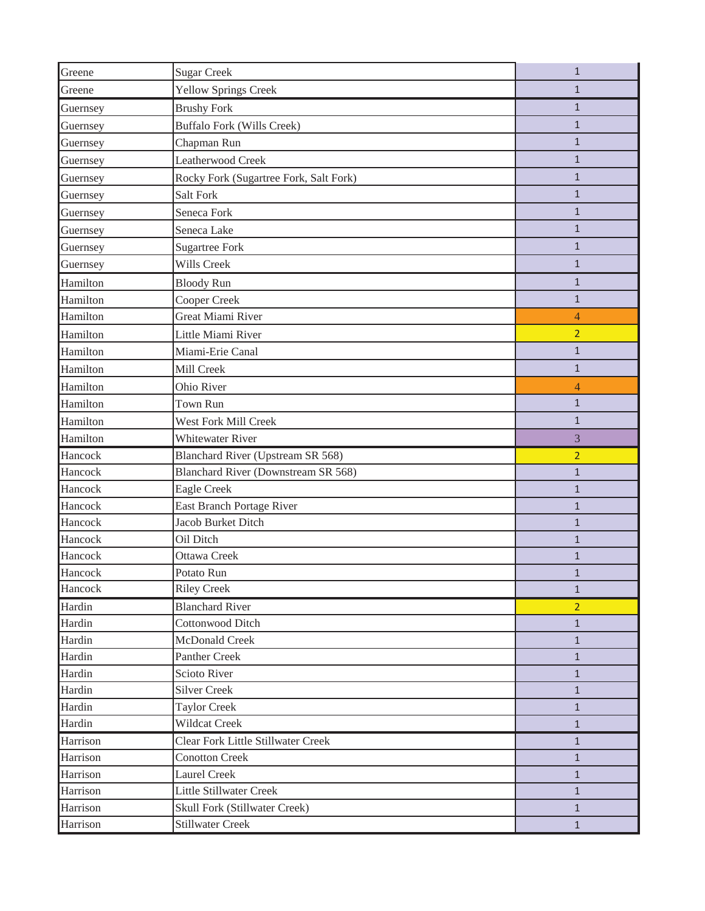| | | |
|---|---|---|
| Greene | Sugar Creek | 1 |
| Greene | Yellow Springs Creek | 1 |
| Guernsey | Brushy Fork | 1 |
| Guernsey | Buffalo Fork (Wills Creek) | 1 |
| Guernsey | Chapman Run | 1 |
| Guernsey | Leatherwood Creek | 1 |
| Guernsey | Rocky Fork (Sugartree Fork, Salt Fork) | 1 |
| Guernsey | Salt Fork | 1 |
| Guernsey | Seneca Fork | 1 |
| Guernsey | Seneca Lake | 1 |
| Guernsey | Sugartree Fork | 1 |
| Guernsey | Wills Creek | 1 |
| Hamilton | Bloody Run | 1 |
| Hamilton | Cooper Creek | 1 |
| Hamilton | Great Miami River | 4 |
| Hamilton | Little Miami River | 2 |
| Hamilton | Miami-Erie Canal | 1 |
| Hamilton | Mill Creek | 1 |
| Hamilton | Ohio River | 4 |
| Hamilton | Town Run | 1 |
| Hamilton | West Fork Mill Creek | 1 |
| Hamilton | Whitewater River | 3 |
| Hancock | Blanchard River (Upstream SR 568) | 2 |
| Hancock | Blanchard River (Downstream SR 568) | 1 |
| Hancock | Eagle Creek | 1 |
| Hancock | East Branch Portage River | 1 |
| Hancock | Jacob Burket Ditch | 1 |
| Hancock | Oil Ditch | 1 |
| Hancock | Ottawa Creek | 1 |
| Hancock | Potato Run | 1 |
| Hancock | Riley Creek | 1 |
| Hardin | Blanchard River | 2 |
| Hardin | Cottonwood Ditch | 1 |
| Hardin | McDonald Creek | 1 |
| Hardin | Panther Creek | 1 |
| Hardin | Scioto River | 1 |
| Hardin | Silver Creek | 1 |
| Hardin | Taylor Creek | 1 |
| Hardin | Wildcat Creek | 1 |
| Harrison | Clear Fork Little Stillwater Creek | 1 |
| Harrison | Conotton Creek | 1 |
| Harrison | Laurel Creek | 1 |
| Harrison | Little Stillwater Creek | 1 |
| Harrison | Skull Fork (Stillwater Creek) | 1 |
| Harrison | Stillwater Creek | 1 |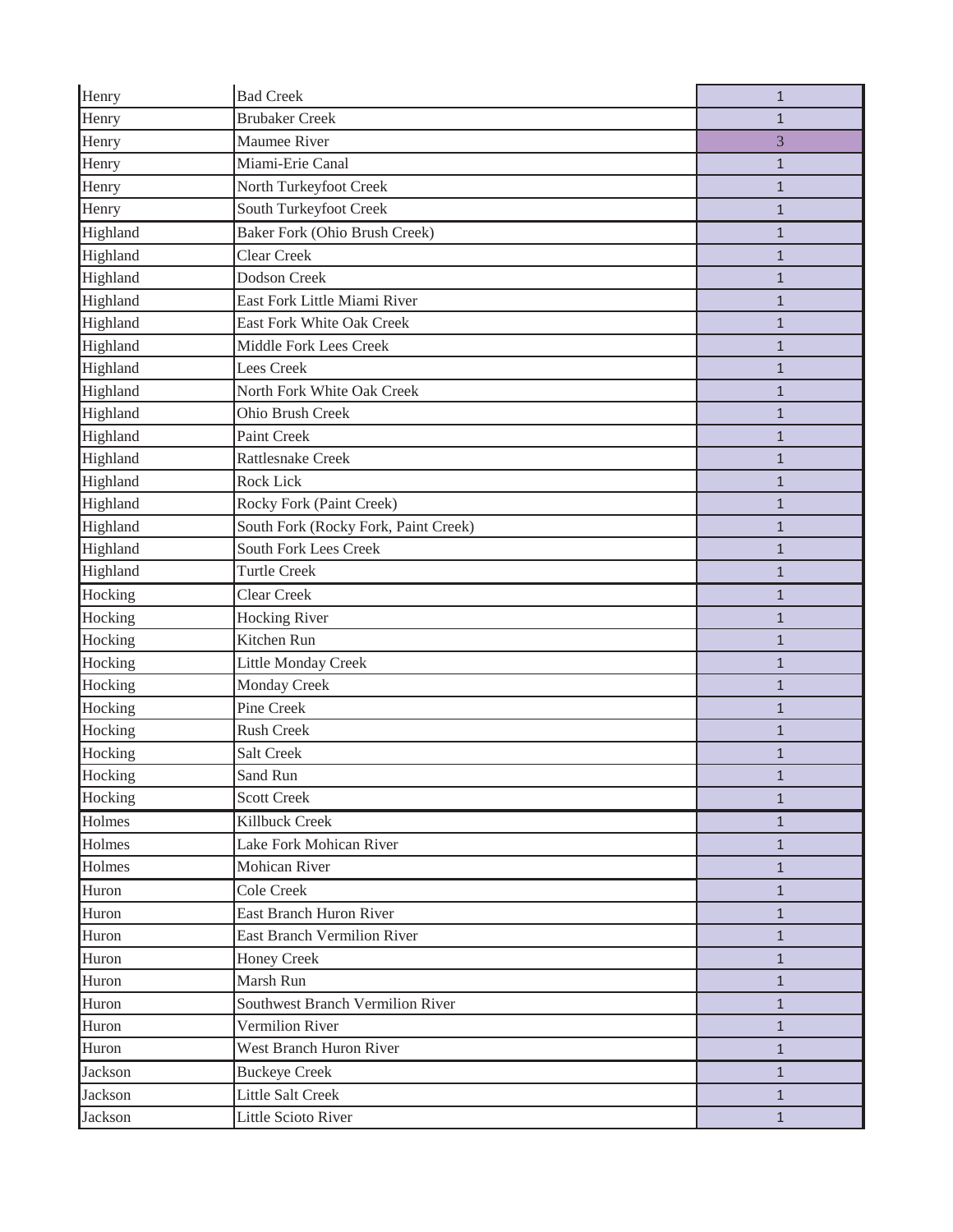| | | |
|---|---|---|
| Henry | Bad Creek | 1 |
| Henry | Brubaker Creek | 1 |
| Henry | Maumee River | 3 |
| Henry | Miami-Erie Canal | 1 |
| Henry | North Turkeyfoot Creek | 1 |
| Henry | South Turkeyfoot Creek | 1 |
| Highland | Baker Fork (Ohio Brush Creek) | 1 |
| Highland | Clear Creek | 1 |
| Highland | Dodson Creek | 1 |
| Highland | East Fork Little Miami River | 1 |
| Highland | East Fork White Oak Creek | 1 |
| Highland | Middle Fork Lees Creek | 1 |
| Highland | Lees Creek | 1 |
| Highland | North Fork White Oak Creek | 1 |
| Highland | Ohio Brush Creek | 1 |
| Highland | Paint Creek | 1 |
| Highland | Rattlesnake Creek | 1 |
| Highland | Rock Lick | 1 |
| Highland | Rocky Fork (Paint Creek) | 1 |
| Highland | South Fork (Rocky Fork, Paint Creek) | 1 |
| Highland | South Fork Lees Creek | 1 |
| Highland | Turtle Creek | 1 |
| Hocking | Clear Creek | 1 |
| Hocking | Hocking River | 1 |
| Hocking | Kitchen Run | 1 |
| Hocking | Little Monday Creek | 1 |
| Hocking | Monday Creek | 1 |
| Hocking | Pine Creek | 1 |
| Hocking | Rush Creek | 1 |
| Hocking | Salt Creek | 1 |
| Hocking | Sand Run | 1 |
| Hocking | Scott Creek | 1 |
| Holmes | Killbuck Creek | 1 |
| Holmes | Lake Fork Mohican River | 1 |
| Holmes | Mohican River | 1 |
| Huron | Cole Creek | 1 |
| Huron | East Branch Huron River | 1 |
| Huron | East Branch Vermilion River | 1 |
| Huron | Honey Creek | 1 |
| Huron | Marsh Run | 1 |
| Huron | Southwest Branch Vermilion River | 1 |
| Huron | Vermilion River | 1 |
| Huron | West Branch Huron River | 1 |
| Jackson | Buckeye Creek | 1 |
| Jackson | Little Salt Creek | 1 |
| Jackson | Little Scioto River | 1 |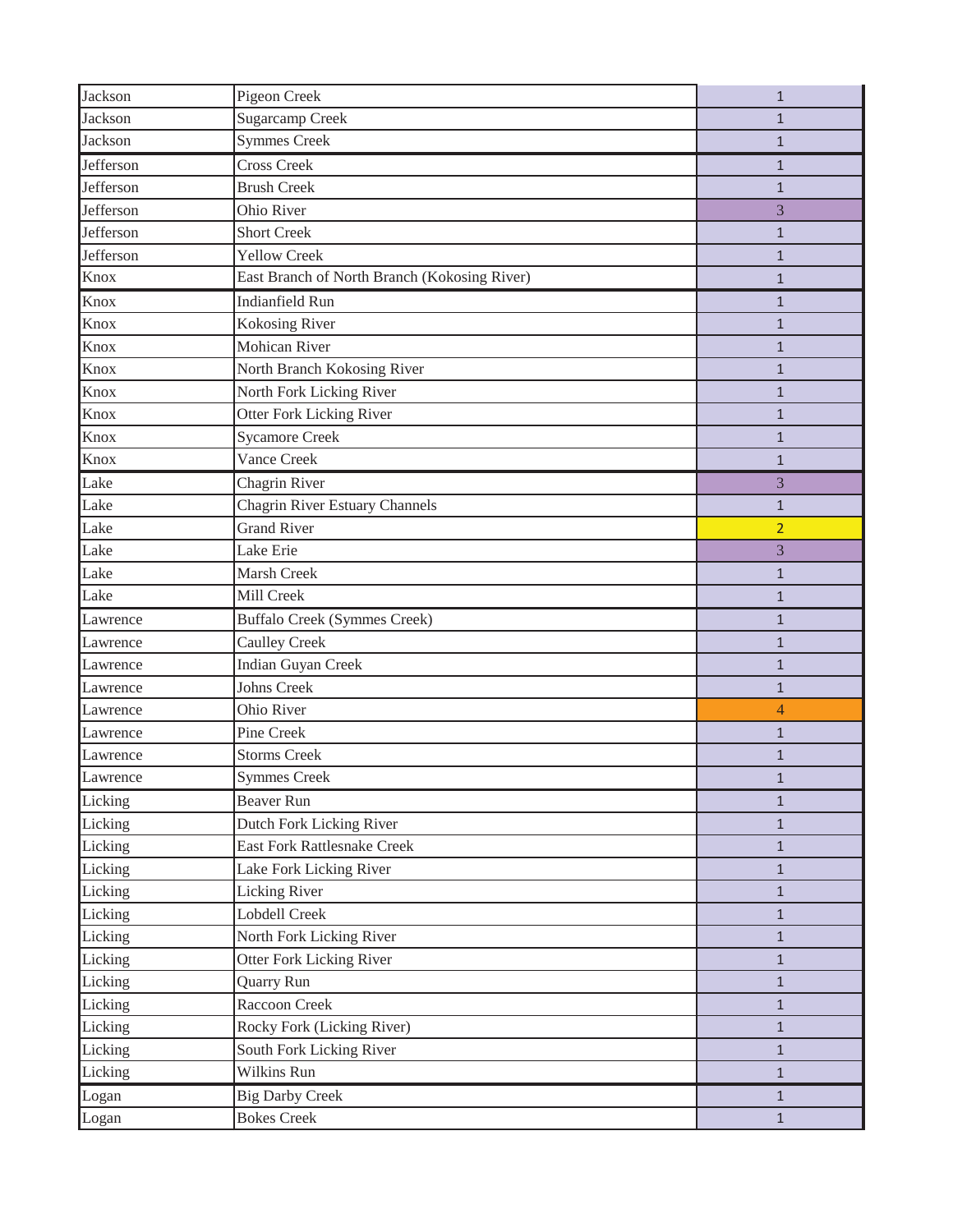| | | |
|---|---|---|
| Jackson | Pigeon Creek | 1 |
| Jackson | Sugarcamp Creek | 1 |
| Jackson | Symmes Creek | 1 |
| Jefferson | Cross Creek | 1 |
| Jefferson | Brush Creek | 1 |
| Jefferson | Ohio River | 3 |
| Jefferson | Short Creek | 1 |
| Jefferson | Yellow Creek | 1 |
| Knox | East Branch of North Branch (Kokosing River) | 1 |
| Knox | Indianfield Run | 1 |
| Knox | Kokosing River | 1 |
| Knox | Mohican River | 1 |
| Knox | North Branch Kokosing River | 1 |
| Knox | North Fork Licking River | 1 |
| Knox | Otter Fork Licking River | 1 |
| Knox | Sycamore Creek | 1 |
| Knox | Vance Creek | 1 |
| Lake | Chagrin River | 3 |
| Lake | Chagrin River Estuary Channels | 1 |
| Lake | Grand River | 2 |
| Lake | Lake Erie | 3 |
| Lake | Marsh Creek | 1 |
| Lake | Mill Creek | 1 |
| Lawrence | Buffalo Creek (Symmes Creek) | 1 |
| Lawrence | Caulley Creek | 1 |
| Lawrence | Indian Guyan Creek | 1 |
| Lawrence | Johns Creek | 1 |
| Lawrence | Ohio River | 4 |
| Lawrence | Pine Creek | 1 |
| Lawrence | Storms Creek | 1 |
| Lawrence | Symmes Creek | 1 |
| Licking | Beaver Run | 1 |
| Licking | Dutch Fork Licking River | 1 |
| Licking | East Fork Rattlesnake Creek | 1 |
| Licking | Lake Fork Licking River | 1 |
| Licking | Licking River | 1 |
| Licking | Lobdell Creek | 1 |
| Licking | North Fork Licking River | 1 |
| Licking | Otter Fork Licking River | 1 |
| Licking | Quarry Run | 1 |
| Licking | Raccoon Creek | 1 |
| Licking | Rocky Fork (Licking River) | 1 |
| Licking | South Fork Licking River | 1 |
| Licking | Wilkins Run | 1 |
| Logan | Big Darby Creek | 1 |
| Logan | Bokes Creek | 1 |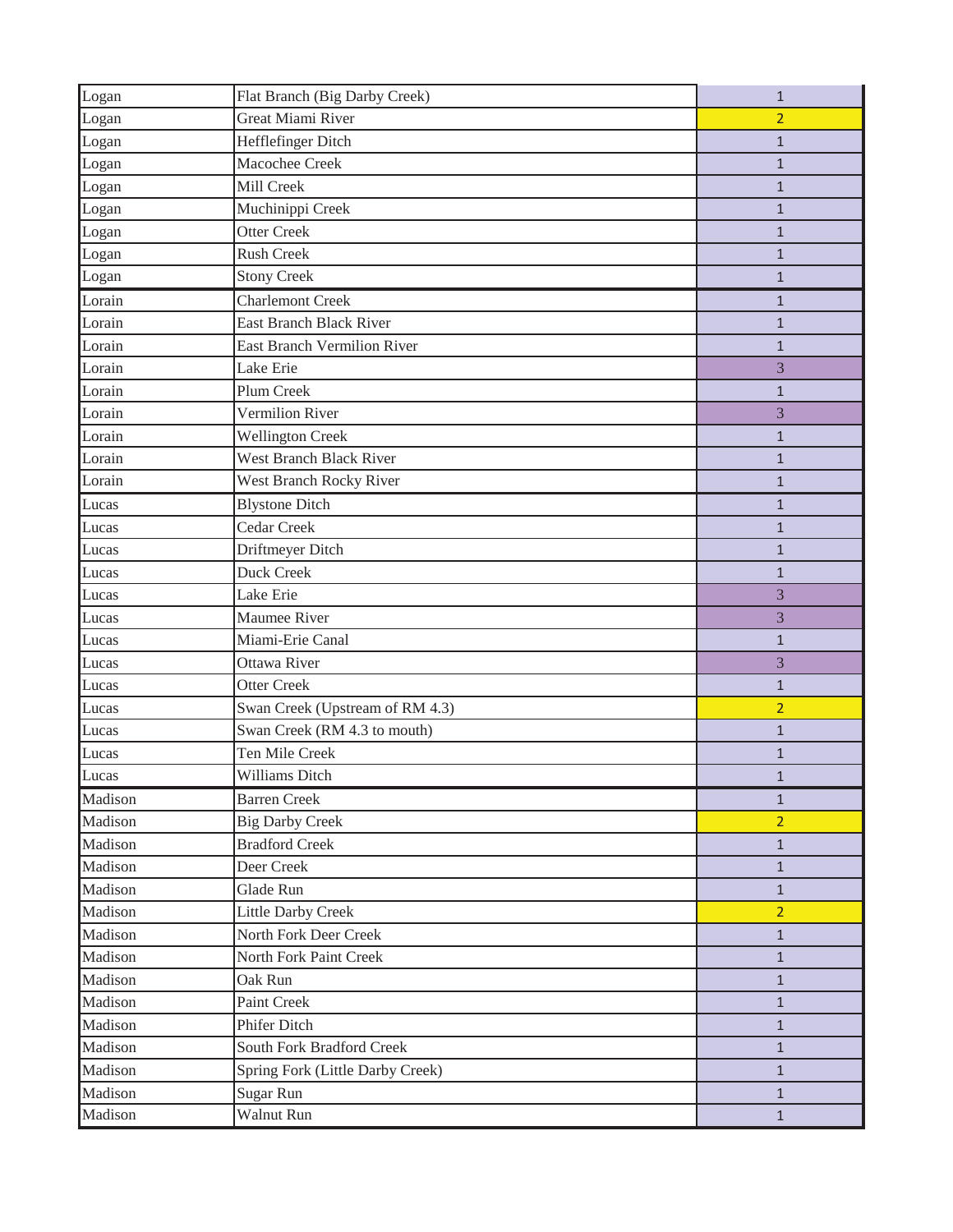| | | |
|---|---|---|
| Logan | Flat Branch (Big Darby Creek) | 1 |
| Logan | Great Miami River | 2 |
| Logan | Hefflefinger Ditch | 1 |
| Logan | Macochee Creek | 1 |
| Logan | Mill Creek | 1 |
| Logan | Muchinippi Creek | 1 |
| Logan | Otter Creek | 1 |
| Logan | Rush Creek | 1 |
| Logan | Stony Creek | 1 |
| Lorain | Charlemont Creek | 1 |
| Lorain | East Branch Black River | 1 |
| Lorain | East Branch Vermilion River | 1 |
| Lorain | Lake Erie | 3 |
| Lorain | Plum Creek | 1 |
| Lorain | Vermilion River | 3 |
| Lorain | Wellington Creek | 1 |
| Lorain | West Branch Black River | 1 |
| Lorain | West Branch Rocky River | 1 |
| Lucas | Blystone Ditch | 1 |
| Lucas | Cedar Creek | 1 |
| Lucas | Driftmeyer Ditch | 1 |
| Lucas | Duck Creek | 1 |
| Lucas | Lake Erie | 3 |
| Lucas | Maumee River | 3 |
| Lucas | Miami-Erie Canal | 1 |
| Lucas | Ottawa River | 3 |
| Lucas | Otter Creek | 1 |
| Lucas | Swan Creek (Upstream of RM 4.3) | 2 |
| Lucas | Swan Creek (RM 4.3 to mouth) | 1 |
| Lucas | Ten Mile Creek | 1 |
| Lucas | Williams Ditch | 1 |
| Madison | Barren Creek | 1 |
| Madison | Big Darby Creek | 2 |
| Madison | Bradford Creek | 1 |
| Madison | Deer Creek | 1 |
| Madison | Glade Run | 1 |
| Madison | Little Darby Creek | 2 |
| Madison | North Fork Deer Creek | 1 |
| Madison | North Fork Paint Creek | 1 |
| Madison | Oak Run | 1 |
| Madison | Paint Creek | 1 |
| Madison | Phifer Ditch | 1 |
| Madison | South Fork Bradford Creek | 1 |
| Madison | Spring Fork (Little Darby Creek) | 1 |
| Madison | Sugar Run | 1 |
| Madison | Walnut Run | 1 |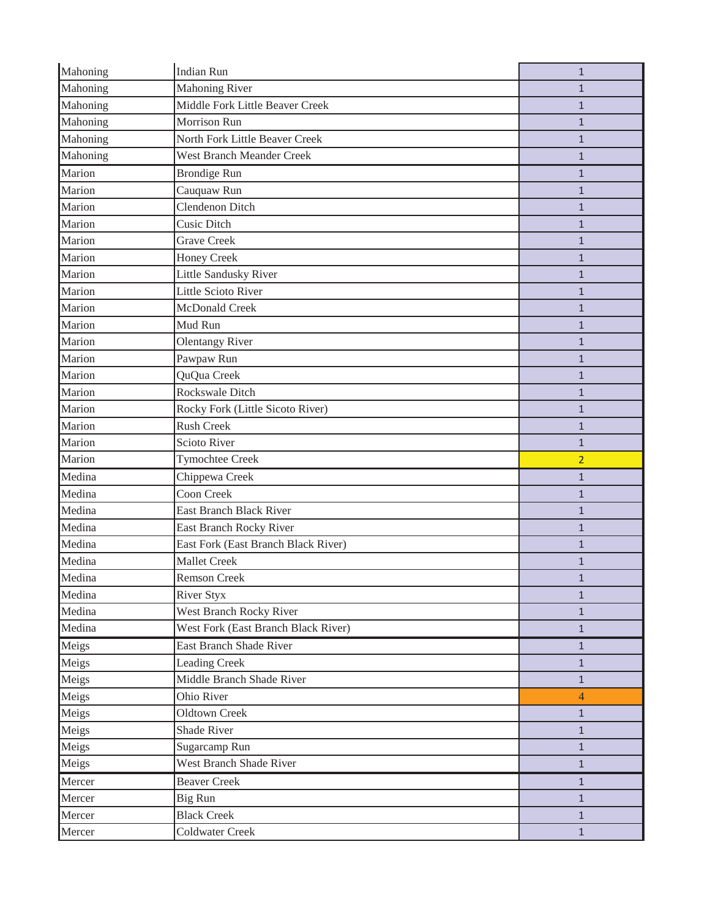| | | |
|---|---|---|
| Mahoning | Indian Run | 1 |
| Mahoning | Mahoning River | 1 |
| Mahoning | Middle Fork Little Beaver Creek | 1 |
| Mahoning | Morrison Run | 1 |
| Mahoning | North Fork Little Beaver Creek | 1 |
| Mahoning | West Branch Meander Creek | 1 |
| Marion | Brondige Run | 1 |
| Marion | Cauquaw Run | 1 |
| Marion | Clendenon Ditch | 1 |
| Marion | Cusic Ditch | 1 |
| Marion | Grave Creek | 1 |
| Marion | Honey Creek | 1 |
| Marion | Little Sandusky River | 1 |
| Marion | Little Scioto River | 1 |
| Marion | McDonald Creek | 1 |
| Marion | Mud Run | 1 |
| Marion | Olentangy River | 1 |
| Marion | Pawpaw Run | 1 |
| Marion | QuQua Creek | 1 |
| Marion | Rockswale Ditch | 1 |
| Marion | Rocky Fork (Little Sicoto River) | 1 |
| Marion | Rush Creek | 1 |
| Marion | Scioto River | 1 |
| Marion | Tymochtee Creek | 2 |
| Medina | Chippewa Creek | 1 |
| Medina | Coon Creek | 1 |
| Medina | East Branch Black River | 1 |
| Medina | East Branch Rocky River | 1 |
| Medina | East Fork (East Branch Black River) | 1 |
| Medina | Mallet Creek | 1 |
| Medina | Remson Creek | 1 |
| Medina | River Styx | 1 |
| Medina | West Branch Rocky River | 1 |
| Medina | West Fork (East Branch Black River) | 1 |
| Meigs | East Branch Shade River | 1 |
| Meigs | Leading Creek | 1 |
| Meigs | Middle Branch Shade River | 1 |
| Meigs | Ohio River | 4 |
| Meigs | Oldtown Creek | 1 |
| Meigs | Shade River | 1 |
| Meigs | Sugarcamp Run | 1 |
| Meigs | West Branch Shade River | 1 |
| Mercer | Beaver Creek | 1 |
| Mercer | Big Run | 1 |
| Mercer | Black Creek | 1 |
| Mercer | Coldwater Creek | 1 |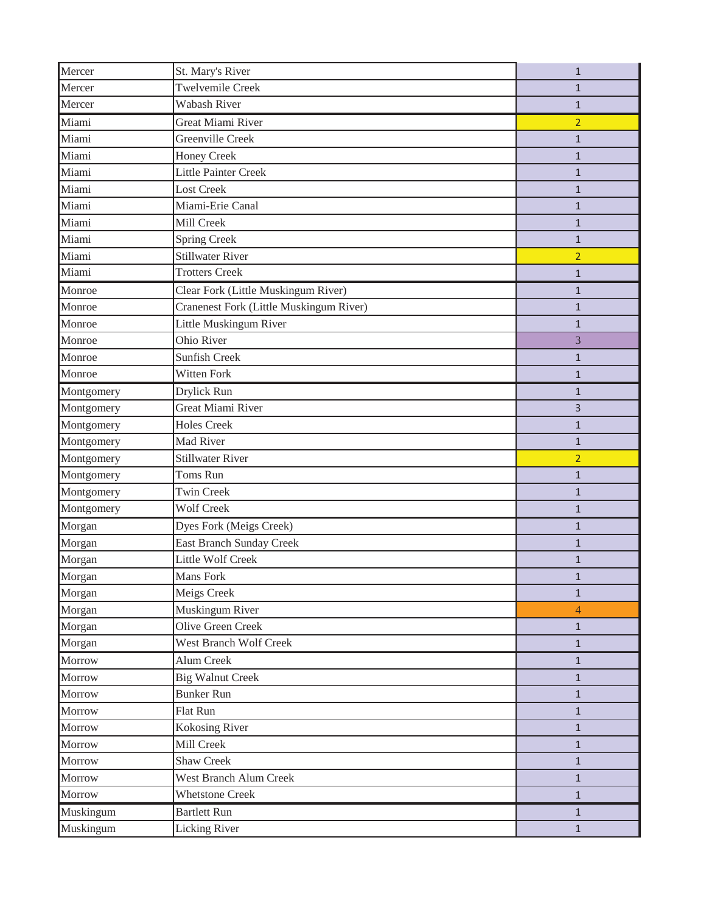| | | |
|---|---|---|
| Mercer | St. Mary's River | 1 |
| Mercer | Twelvemile Creek | 1 |
| Mercer | Wabash River | 1 |
| Miami | Great Miami River | 2 |
| Miami | Greenville Creek | 1 |
| Miami | Honey Creek | 1 |
| Miami | Little Painter Creek | 1 |
| Miami | Lost Creek | 1 |
| Miami | Miami-Erie Canal | 1 |
| Miami | Mill Creek | 1 |
| Miami | Spring Creek | 1 |
| Miami | Stillwater River | 2 |
| Miami | Trotters Creek | 1 |
| Monroe | Clear Fork (Little Muskingum River) | 1 |
| Monroe | Cranenest Fork (Little Muskingum River) | 1 |
| Monroe | Little Muskingum River | 1 |
| Monroe | Ohio River | 3 |
| Monroe | Sunfish Creek | 1 |
| Monroe | Witten Fork | 1 |
| Montgomery | Drylick Run | 1 |
| Montgomery | Great Miami River | 3 |
| Montgomery | Holes Creek | 1 |
| Montgomery | Mad River | 1 |
| Montgomery | Stillwater River | 2 |
| Montgomery | Toms Run | 1 |
| Montgomery | Twin Creek | 1 |
| Montgomery | Wolf Creek | 1 |
| Morgan | Dyes Fork (Meigs Creek) | 1 |
| Morgan | East Branch Sunday Creek | 1 |
| Morgan | Little Wolf Creek | 1 |
| Morgan | Mans Fork | 1 |
| Morgan | Meigs Creek | 1 |
| Morgan | Muskingum River | 4 |
| Morgan | Olive Green Creek | 1 |
| Morgan | West Branch Wolf Creek | 1 |
| Morrow | Alum Creek | 1 |
| Morrow | Big Walnut Creek | 1 |
| Morrow | Bunker Run | 1 |
| Morrow | Flat Run | 1 |
| Morrow | Kokosing River | 1 |
| Morrow | Mill Creek | 1 |
| Morrow | Shaw Creek | 1 |
| Morrow | West Branch Alum Creek | 1 |
| Morrow | Whetstone Creek | 1 |
| Muskingum | Bartlett Run | 1 |
| Muskingum | Licking River | 1 |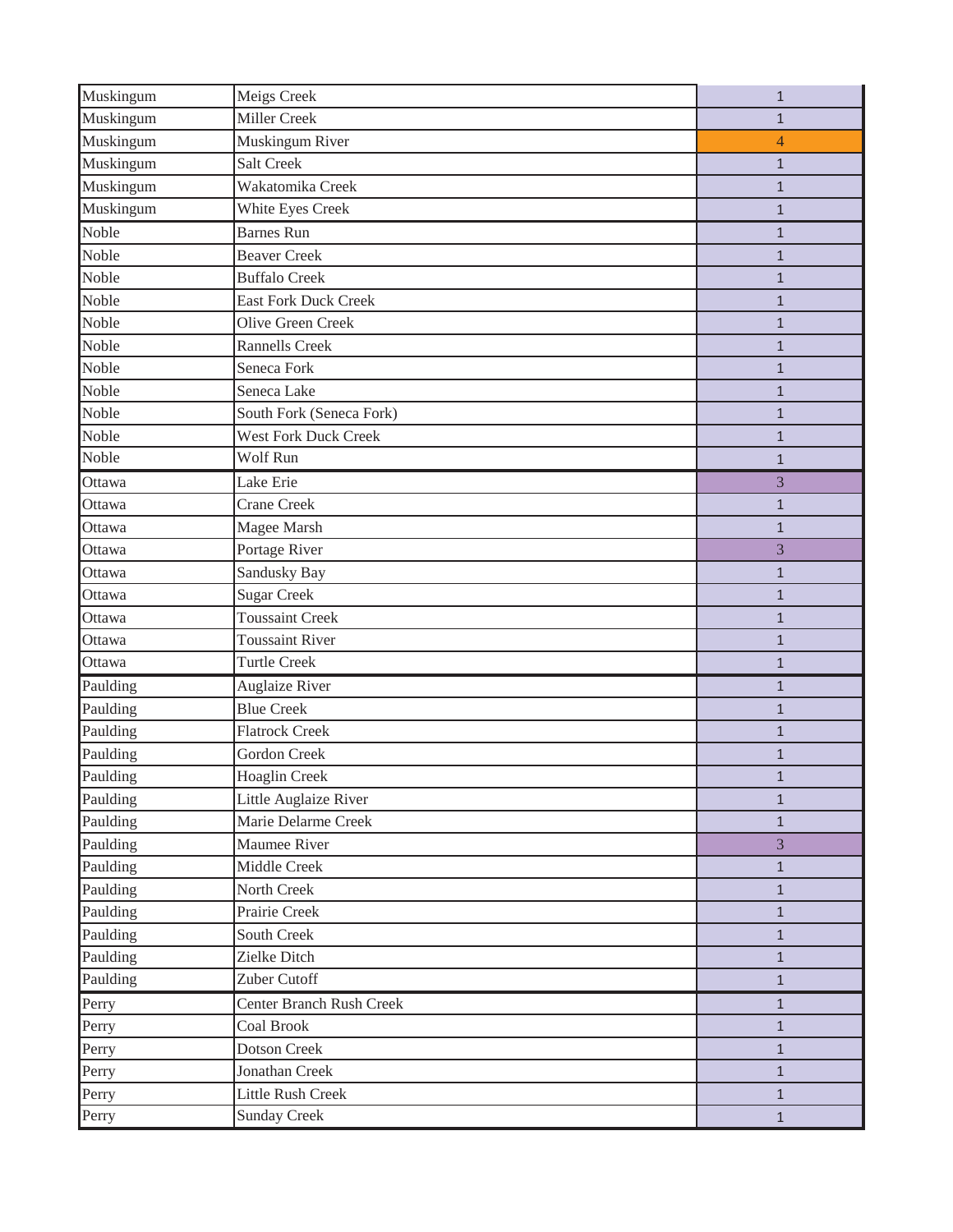| Muskingum | Meigs Creek | 1 |
|---|---|---|
| Muskingum | Miller Creek | 1 |
| Muskingum | Muskingum River | 4 |
| Muskingum | Salt Creek | 1 |
| Muskingum | Wakatomika Creek | 1 |
| Muskingum | White Eyes Creek | 1 |
| Noble | Barnes Run | 1 |
| Noble | Beaver Creek | 1 |
| Noble | Buffalo Creek | 1 |
| Noble | East Fork Duck Creek | 1 |
| Noble | Olive Green Creek | 1 |
| Noble | Rannells Creek | 1 |
| Noble | Seneca Fork | 1 |
| Noble | Seneca Lake | 1 |
| Noble | South Fork (Seneca Fork) | 1 |
| Noble | West Fork Duck Creek | 1 |
| Noble | Wolf Run | 1 |
| Ottawa | Lake Erie | 3 |
| Ottawa | Crane Creek | 1 |
| Ottawa | Magee Marsh | 1 |
| Ottawa | Portage River | 3 |
| Ottawa | Sandusky Bay | 1 |
| Ottawa | Sugar Creek | 1 |
| Ottawa | Toussaint Creek | 1 |
| Ottawa | Toussaint River | 1 |
| Ottawa | Turtle Creek | 1 |
| Paulding | Auglaize River | 1 |
| Paulding | Blue Creek | 1 |
| Paulding | Flatrock Creek | 1 |
| Paulding | Gordon Creek | 1 |
| Paulding | Hoaglin Creek | 1 |
| Paulding | Little Auglaize River | 1 |
| Paulding | Marie Delarme Creek | 1 |
| Paulding | Maumee River | 3 |
| Paulding | Middle Creek | 1 |
| Paulding | North Creek | 1 |
| Paulding | Prairie Creek | 1 |
| Paulding | South Creek | 1 |
| Paulding | Zielke Ditch | 1 |
| Paulding | Zuber Cutoff | 1 |
| Perry | Center Branch Rush Creek | 1 |
| Perry | Coal Brook | 1 |
| Perry | Dotson Creek | 1 |
| Perry | Jonathan Creek | 1 |
| Perry | Little Rush Creek | 1 |
| Perry | Sunday Creek | 1 |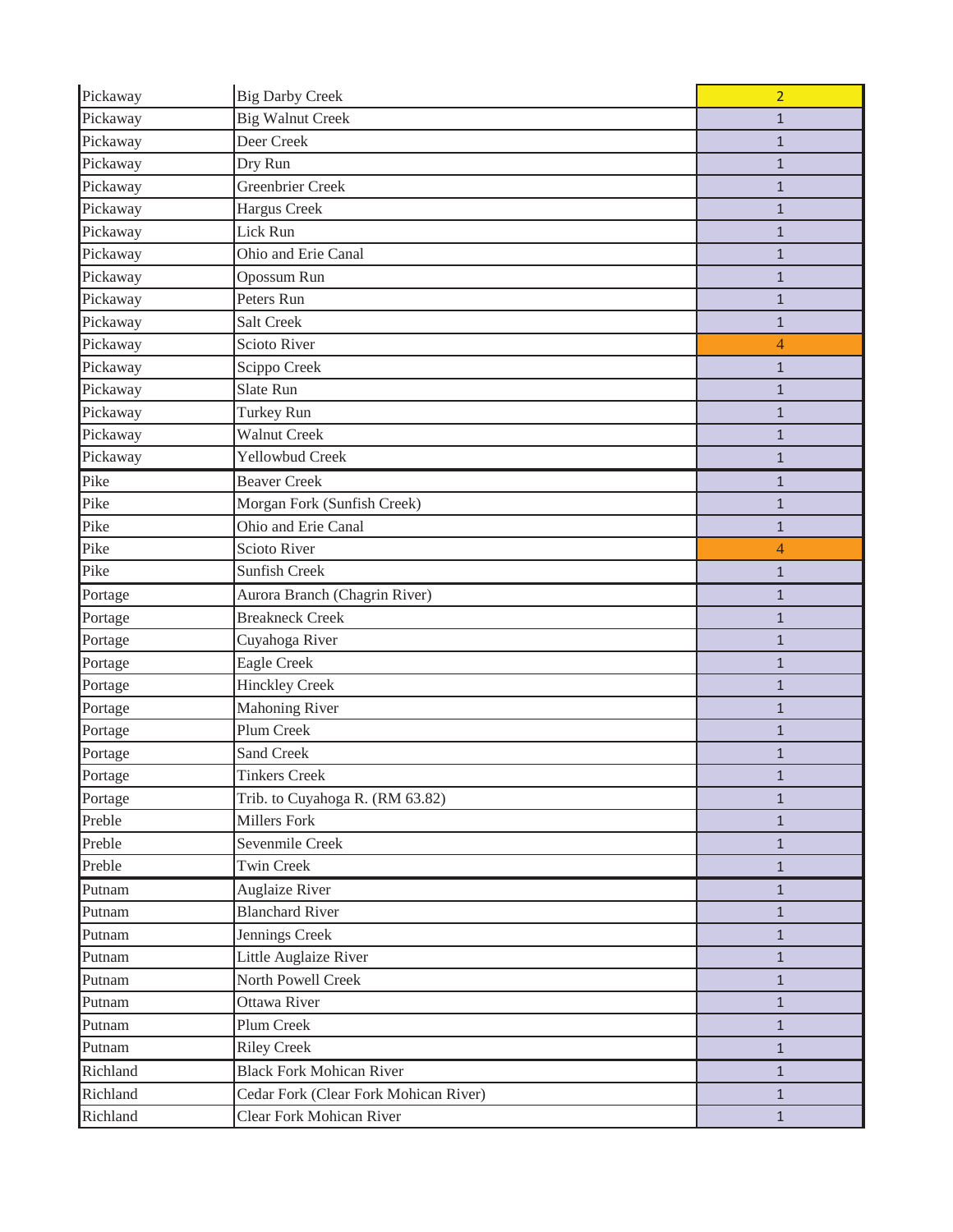| | | |
|---|---|---|
| Pickaway | Big Darby Creek | 2 |
| Pickaway | Big Walnut Creek | 1 |
| Pickaway | Deer Creek | 1 |
| Pickaway | Dry Run | 1 |
| Pickaway | Greenbrier Creek | 1 |
| Pickaway | Hargus Creek | 1 |
| Pickaway | Lick Run | 1 |
| Pickaway | Ohio and Erie Canal | 1 |
| Pickaway | Opossum Run | 1 |
| Pickaway | Peters Run | 1 |
| Pickaway | Salt Creek | 1 |
| Pickaway | Scioto River | 4 |
| Pickaway | Scippo Creek | 1 |
| Pickaway | Slate Run | 1 |
| Pickaway | Turkey Run | 1 |
| Pickaway | Walnut Creek | 1 |
| Pickaway | Yellowbud Creek | 1 |
| Pike | Beaver Creek | 1 |
| Pike | Morgan Fork (Sunfish Creek) | 1 |
| Pike | Ohio and Erie Canal | 1 |
| Pike | Scioto River | 4 |
| Pike | Sunfish Creek | 1 |
| Portage | Aurora Branch (Chagrin River) | 1 |
| Portage | Breakneck Creek | 1 |
| Portage | Cuyahoga River | 1 |
| Portage | Eagle Creek | 1 |
| Portage | Hinckley Creek | 1 |
| Portage | Mahoning River | 1 |
| Portage | Plum Creek | 1 |
| Portage | Sand Creek | 1 |
| Portage | Tinkers Creek | 1 |
| Portage | Trib. to Cuyahoga R. (RM 63.82) | 1 |
| Preble | Millers Fork | 1 |
| Preble | Sevenmile Creek | 1 |
| Preble | Twin Creek | 1 |
| Putnam | Auglaize River | 1 |
| Putnam | Blanchard River | 1 |
| Putnam | Jennings Creek | 1 |
| Putnam | Little Auglaize River | 1 |
| Putnam | North Powell Creek | 1 |
| Putnam | Ottawa River | 1 |
| Putnam | Plum Creek | 1 |
| Putnam | Riley Creek | 1 |
| Richland | Black Fork Mohican River | 1 |
| Richland | Cedar Fork (Clear Fork Mohican River) | 1 |
| Richland | Clear Fork Mohican River | 1 |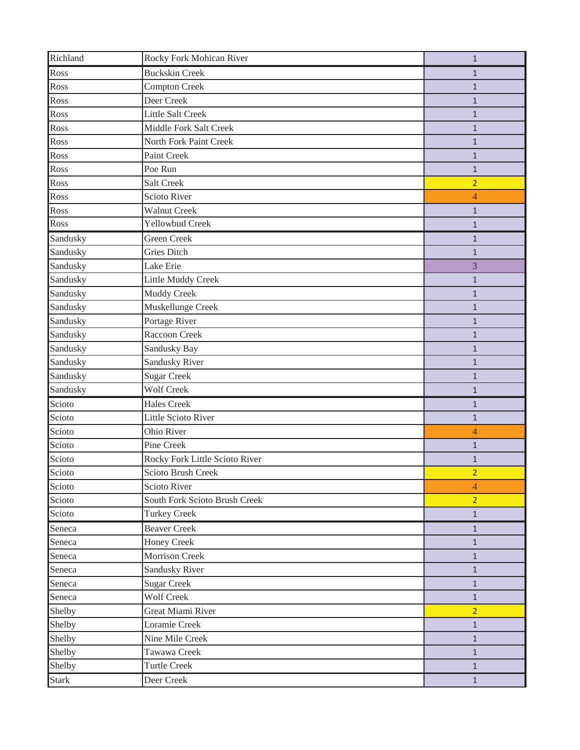| | | |
|---|---|---|
| Richland | Rocky Fork Mohican River | 1 |
| Ross | Buckskin Creek | 1 |
| Ross | Compton Creek | 1 |
| Ross | Deer Creek | 1 |
| Ross | Little Salt Creek | 1 |
| Ross | Middle Fork Salt Creek | 1 |
| Ross | North Fork Paint Creek | 1 |
| Ross | Paint Creek | 1 |
| Ross | Poe Run | 1 |
| Ross | Salt Creek | 2 |
| Ross | Scioto River | 4 |
| Ross | Walnut Creek | 1 |
| Ross | Yellowbud Creek | 1 |
| Sandusky | Green Creek | 1 |
| Sandusky | Gries Ditch | 1 |
| Sandusky | Lake Erie | 3 |
| Sandusky | Little Muddy Creek | 1 |
| Sandusky | Muddy Creek | 1 |
| Sandusky | Muskellunge Creek | 1 |
| Sandusky | Portage River | 1 |
| Sandusky | Raccoon Creek | 1 |
| Sandusky | Sandusky Bay | 1 |
| Sandusky | Sandusky River | 1 |
| Sandusky | Sugar Creek | 1 |
| Sandusky | Wolf Creek | 1 |
| Scioto | Hales Creek | 1 |
| Scioto | Little Scioto River | 1 |
| Scioto | Ohio River | 4 |
| Scioto | Pine Creek | 1 |
| Scioto | Rocky Fork Little Scioto River | 1 |
| Scioto | Scioto Brush Creek | 2 |
| Scioto | Scioto River | 4 |
| Scioto | South Fork Scioto Brush Creek | 2 |
| Scioto | Turkey Creek | 1 |
| Seneca | Beaver Creek | 1 |
| Seneca | Honey Creek | 1 |
| Seneca | Morrison Creek | 1 |
| Seneca | Sandusky River | 1 |
| Seneca | Sugar Creek | 1 |
| Seneca | Wolf Creek | 1 |
| Shelby | Great Miami River | 2 |
| Shelby | Loramie Creek | 1 |
| Shelby | Nine Mile Creek | 1 |
| Shelby | Tawawa Creek | 1 |
| Shelby | Turtle Creek | 1 |
| Stark | Deer Creek | 1 |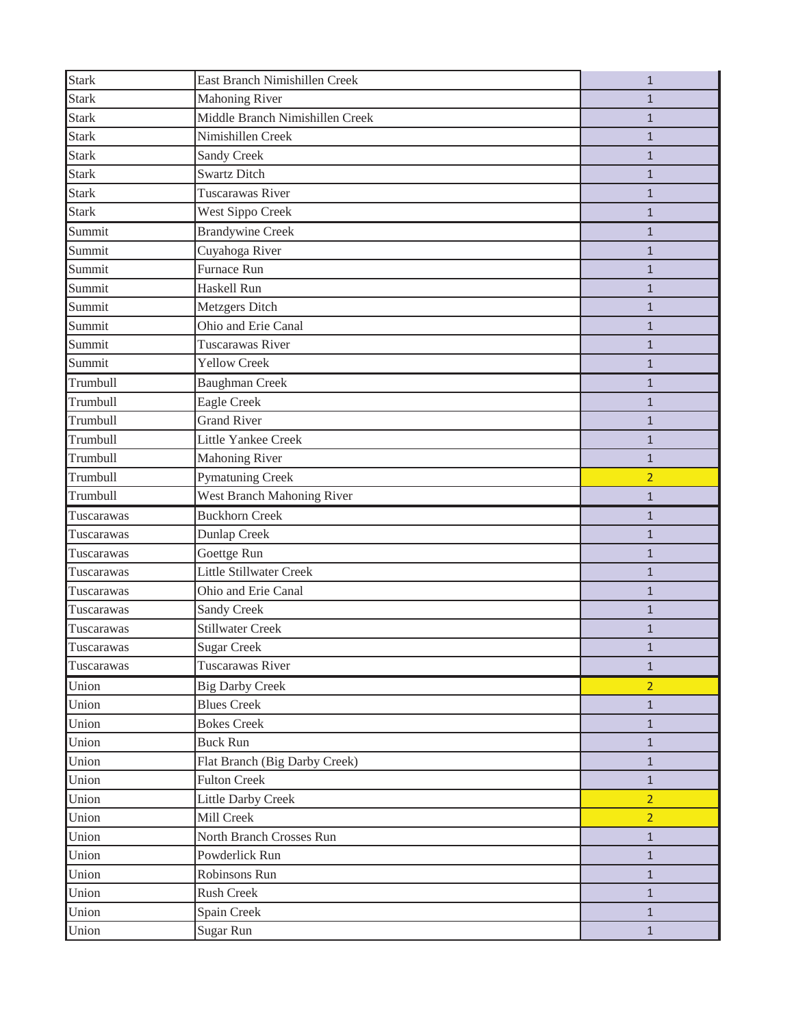| | | |
|---|---|---|
| Stark | East Branch Nimishillen Creek | 1 |
| Stark | Mahoning River | 1 |
| Stark | Middle Branch Nimishillen Creek | 1 |
| Stark | Nimishillen Creek | 1 |
| Stark | Sandy Creek | 1 |
| Stark | Swartz Ditch | 1 |
| Stark | Tuscarawas River | 1 |
| Stark | West Sippo Creek | 1 |
| Summit | Brandywine Creek | 1 |
| Summit | Cuyahoga River | 1 |
| Summit | Furnace Run | 1 |
| Summit | Haskell Run | 1 |
| Summit | Metzgers Ditch | 1 |
| Summit | Ohio and Erie Canal | 1 |
| Summit | Tuscarawas River | 1 |
| Summit | Yellow Creek | 1 |
| Trumbull | Baughman Creek | 1 |
| Trumbull | Eagle Creek | 1 |
| Trumbull | Grand River | 1 |
| Trumbull | Little Yankee Creek | 1 |
| Trumbull | Mahoning River | 1 |
| Trumbull | Pymatuning Creek | 2 |
| Trumbull | West Branch Mahoning River | 1 |
| Tuscarawas | Buckhorn Creek | 1 |
| Tuscarawas | Dunlap Creek | 1 |
| Tuscarawas | Goettge Run | 1 |
| Tuscarawas | Little Stillwater Creek | 1 |
| Tuscarawas | Ohio and Erie Canal | 1 |
| Tuscarawas | Sandy Creek | 1 |
| Tuscarawas | Stillwater Creek | 1 |
| Tuscarawas | Sugar Creek | 1 |
| Tuscarawas | Tuscarawas River | 1 |
| Union | Big Darby Creek | 2 |
| Union | Blues Creek | 1 |
| Union | Bokes Creek | 1 |
| Union | Buck Run | 1 |
| Union | Flat Branch (Big Darby Creek) | 1 |
| Union | Fulton Creek | 1 |
| Union | Little Darby Creek | 2 |
| Union | Mill Creek | 2 |
| Union | North Branch Crosses Run | 1 |
| Union | Powderlick Run | 1 |
| Union | Robinsons Run | 1 |
| Union | Rush Creek | 1 |
| Union | Spain Creek | 1 |
| Union | Sugar Run | 1 |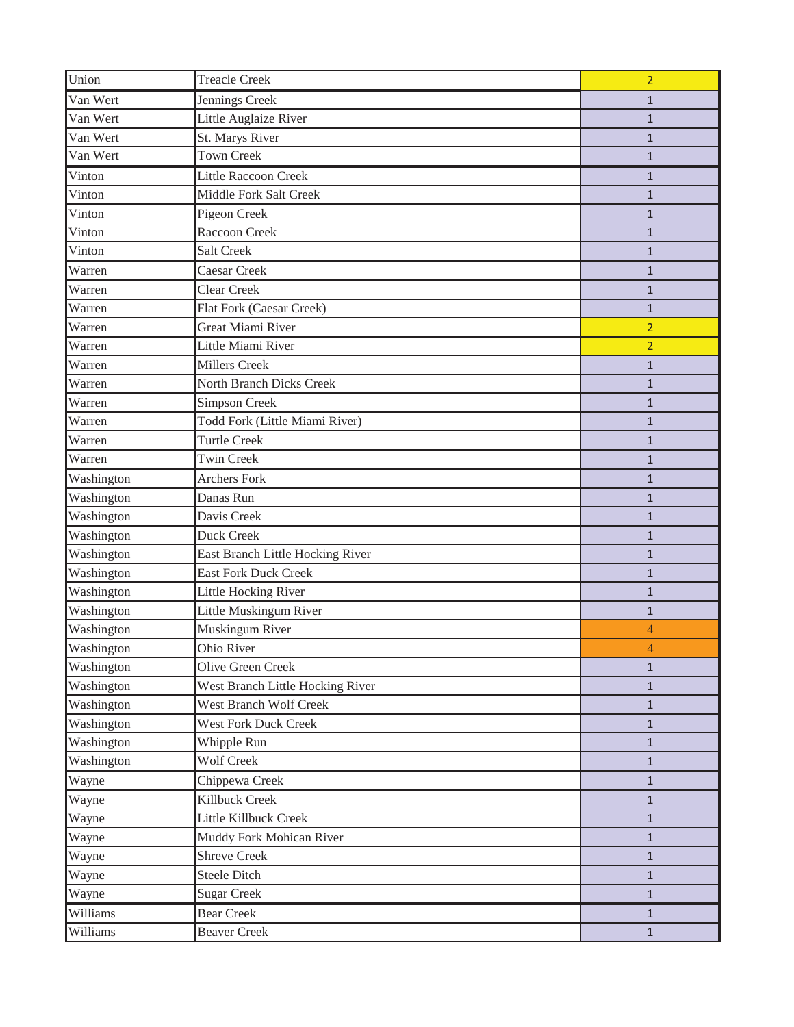| | | |
|---|---|---|
| Union | Treacle Creek | 2 |
| Van Wert | Jennings Creek | 1 |
| Van Wert | Little Auglaize River | 1 |
| Van Wert | St. Marys River | 1 |
| Van Wert | Town Creek | 1 |
| Vinton | Little Raccoon Creek | 1 |
| Vinton | Middle Fork Salt Creek | 1 |
| Vinton | Pigeon Creek | 1 |
| Vinton | Raccoon Creek | 1 |
| Vinton | Salt Creek | 1 |
| Warren | Caesar Creek | 1 |
| Warren | Clear Creek | 1 |
| Warren | Flat Fork (Caesar Creek) | 1 |
| Warren | Great Miami River | 2 |
| Warren | Little Miami River | 2 |
| Warren | Millers Creek | 1 |
| Warren | North Branch Dicks Creek | 1 |
| Warren | Simpson Creek | 1 |
| Warren | Todd Fork (Little Miami River) | 1 |
| Warren | Turtle Creek | 1 |
| Warren | Twin Creek | 1 |
| Washington | Archers Fork | 1 |
| Washington | Danas Run | 1 |
| Washington | Davis Creek | 1 |
| Washington | Duck Creek | 1 |
| Washington | East Branch Little Hocking River | 1 |
| Washington | East Fork Duck Creek | 1 |
| Washington | Little Hocking River | 1 |
| Washington | Little Muskingum River | 1 |
| Washington | Muskingum River | 4 |
| Washington | Ohio River | 4 |
| Washington | Olive Green Creek | 1 |
| Washington | West Branch Little Hocking River | 1 |
| Washington | West Branch Wolf Creek | 1 |
| Washington | West Fork Duck Creek | 1 |
| Washington | Whipple Run | 1 |
| Washington | Wolf Creek | 1 |
| Wayne | Chippewa Creek | 1 |
| Wayne | Killbuck Creek | 1 |
| Wayne | Little Killbuck Creek | 1 |
| Wayne | Muddy Fork Mohican River | 1 |
| Wayne | Shreve Creek | 1 |
| Wayne | Steele Ditch | 1 |
| Wayne | Sugar Creek | 1 |
| Williams | Bear Creek | 1 |
| Williams | Beaver Creek | 1 |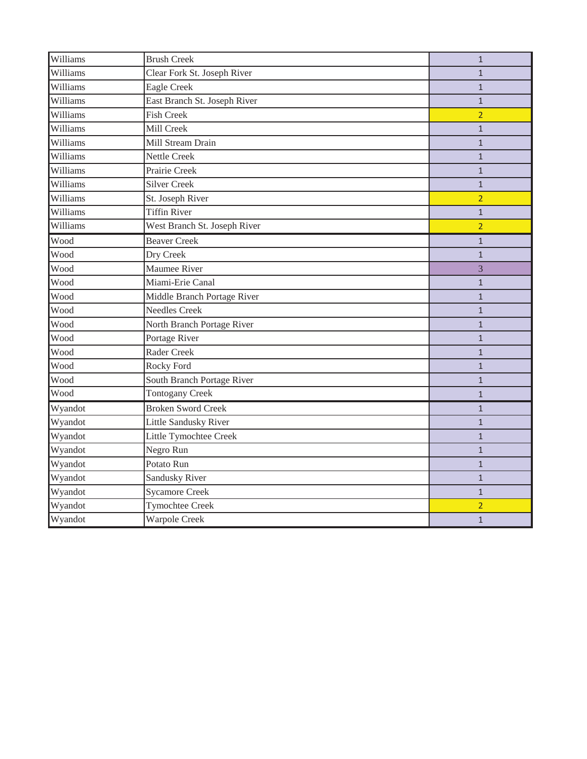| | | |
|---|---|---|
| Williams | Brush Creek | 1 |
| Williams | Clear Fork St. Joseph River | 1 |
| Williams | Eagle Creek | 1 |
| Williams | East Branch St. Joseph River | 1 |
| Williams | Fish Creek | 2 |
| Williams | Mill Creek | 1 |
| Williams | Mill Stream Drain | 1 |
| Williams | Nettle Creek | 1 |
| Williams | Prairie Creek | 1 |
| Williams | Silver Creek | 1 |
| Williams | St. Joseph River | 2 |
| Williams | Tiffin River | 1 |
| Williams | West Branch St. Joseph River | 2 |
| Wood | Beaver Creek | 1 |
| Wood | Dry Creek | 1 |
| Wood | Maumee River | 3 |
| Wood | Miami-Erie Canal | 1 |
| Wood | Middle Branch Portage River | 1 |
| Wood | Needles Creek | 1 |
| Wood | North Branch Portage River | 1 |
| Wood | Portage River | 1 |
| Wood | Rader Creek | 1 |
| Wood | Rocky Ford | 1 |
| Wood | South Branch Portage River | 1 |
| Wood | Tontogany Creek | 1 |
| Wyandot | Broken Sword Creek | 1 |
| Wyandot | Little Sandusky River | 1 |
| Wyandot | Little Tymochtee Creek | 1 |
| Wyandot | Negro Run | 1 |
| Wyandot | Potato Run | 1 |
| Wyandot | Sandusky River | 1 |
| Wyandot | Sycamore Creek | 1 |
| Wyandot | Tymochtee Creek | 2 |
| Wyandot | Warpole Creek | 1 |